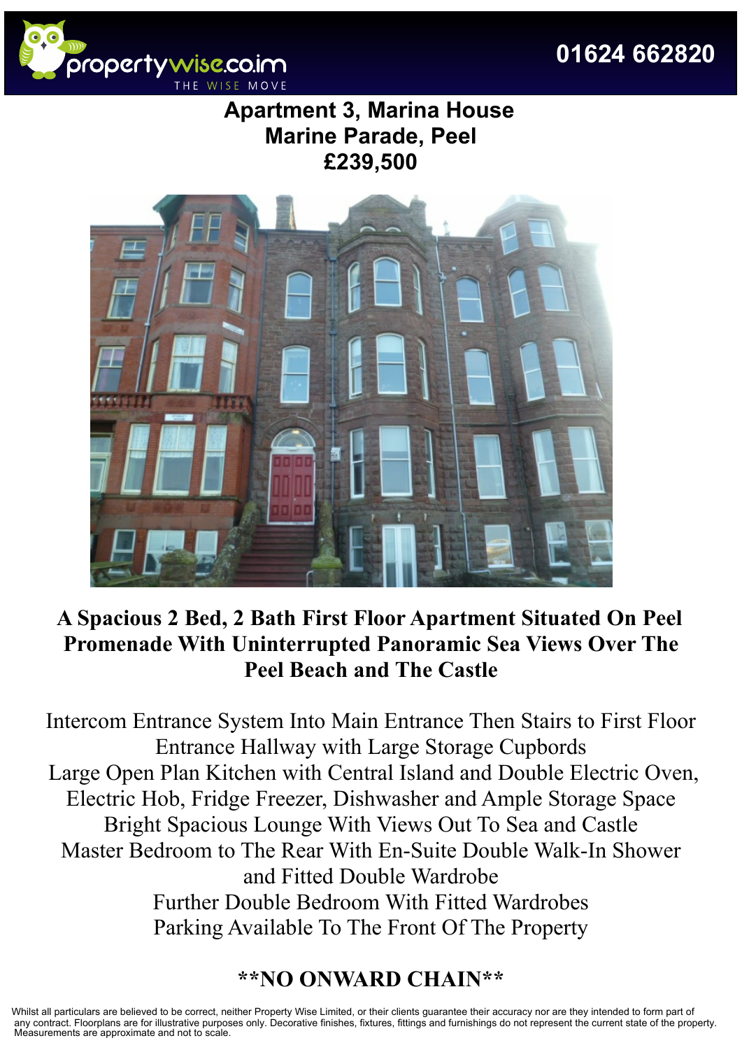propertywise.co.im THE WISE MOVE

01624 662820

# Apartment 3, Marina House
# Marine Parade, Peel
# £239,500

## A Spacious 2 Bed, 2 Bath First Floor Apartment Situated On Peel Promenade With Uninterrupted Panoramic Sea Views Over The Peel Beach and The Castle

Intercom Entrance System Into Main Entrance Then Stairs to First Floor
Entrance Hallway with Large Storage Cupbords
Large Open Plan Kitchen with Central Island and Double Electric Oven, Electric Hob, Fridge Freezer, Dishwasher and Ample Storage Space
Bright Spacious Lounge With Views Out To Sea and Castle
Master Bedroom to The Rear With En-Suite Double Walk-In Shower and Fitted Double Wardrobe
Further Double Bedroom With Fitted Wardrobes
Parking Available To The Front Of The Property

**\*\*NO ONWARD CHAIN\*\***

Whilst all particulars are believed to be correct, neither Property Wise Limited, or their clients guarantee their accuracy nor are they intended to form part of any contract. Floorplans are for illustrative purposes only. Decorative finishes, fixtures, fittings and furnishings do not represent the current state of the property. Measurements are approximate and not to scale.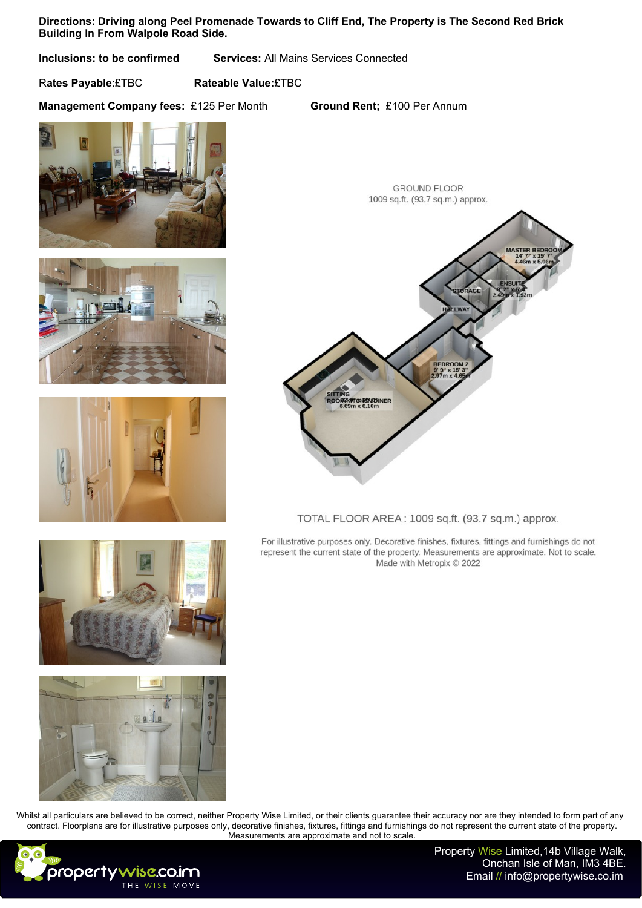**Directions: Driving along Peel Promenade Towards to Cliff End, The Property is The Second Red Brick Building In From Walpole Road Side.**

**Inclusions: to be confirmed** **Services:** All Mains Services Connected

**Rates Payable**:£TBC **Rateable Value:**£TBC

**Management Company fees:** £125 Per Month **Ground Rent;** £100 Per Annum

GROUND FLOOR
1009 sq.ft. (93.7 sq.m.) approx.

MASTER BEDROOM
14' 7" x 19' 7"
4.46m x 5.96m

ENSUITE
8' 2" x 6' 4"
2.49m x 1.93m

STORAGE

HALLWAY

BEDROOM 2
9' 9" x 15' 3"
2.97m x 4.65m

SITTING ROOM/KITCHEN/DINER
6.09m x 6.10m

TOTAL FLOOR AREA : 1009 sq.ft. (93.7 sq.m.) approx.

For illustrative purposes only. Decorative finishes, fixtures, fittings and furnishings do not represent the current state of the property. Measurements are approximate. Not to scale.
Made with Metropix © 2022

Whilst all particulars are believed to be correct, neither Property Wise Limited, or their clients guarantee their accuracy nor are they intended to form part of any contract. Floorplans are for illustrative purposes only, decorative finishes, fixtures, fittings and furnishings do not represent the current state of the property. Measurements are approximate and not to scale.

propertywise.co.im
THE WISE MOVE

Property Wise Limited,14b Village Walk,
Onchan Isle of Man, IM3 4BE.
Email // info@propertywise.co.im